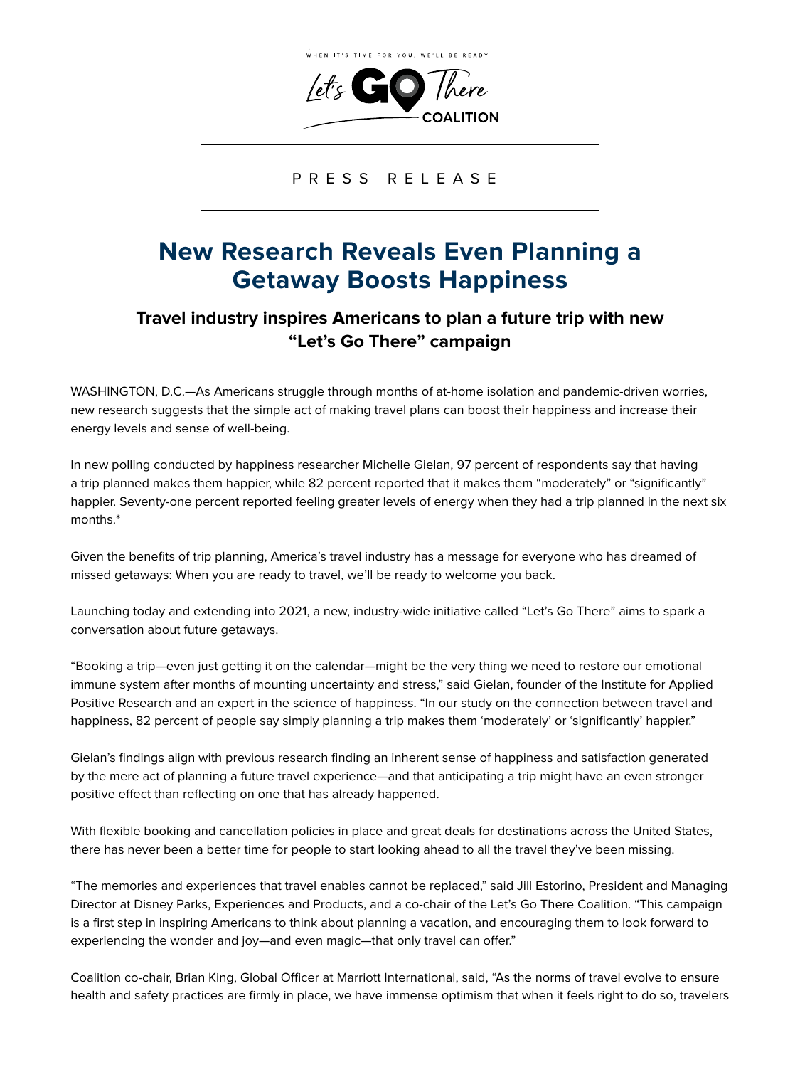WHEN IT'S TIME FOR YOU, WE'LL BE READY

Let's GO There COALITION

PRESS RELEASE

# New Research Reveals Even Planning a Getaway Boosts Happiness

### Travel industry inspires Americans to plan a future trip with new "Let's Go There" campaign

WASHINGTON, D.C.—As Americans struggle through months of at-home isolation and pandemic-driven worries, new research suggests that the simple act of making travel plans can boost their happiness and increase their energy levels and sense of well-being.

In new polling conducted by happiness researcher Michelle Gielan, 97 percent of respondents say that having a trip planned makes them happier, while 82 percent reported that it makes them "moderately" or "significantly" happier. Seventy-one percent reported feeling greater levels of energy when they had a trip planned in the next six months.*

Given the benefits of trip planning, America's travel industry has a message for everyone who has dreamed of missed getaways: When you are ready to travel, we'll be ready to welcome you back.

Launching today and extending into 2021, a new, industry-wide initiative called "Let's Go There" aims to spark a conversation about future getaways.

"Booking a trip—even just getting it on the calendar—might be the very thing we need to restore our emotional immune system after months of mounting uncertainty and stress," said Gielan, founder of the Institute for Applied Positive Research and an expert in the science of happiness. "In our study on the connection between travel and happiness, 82 percent of people say simply planning a trip makes them 'moderately' or 'significantly' happier."

Gielan's findings align with previous research finding an inherent sense of happiness and satisfaction generated by the mere act of planning a future travel experience—and that anticipating a trip might have an even stronger positive effect than reflecting on one that has already happened.

With flexible booking and cancellation policies in place and great deals for destinations across the United States, there has never been a better time for people to start looking ahead to all the travel they've been missing.

"The memories and experiences that travel enables cannot be replaced," said Jill Estorino, President and Managing Director at Disney Parks, Experiences and Products, and a co-chair of the Let's Go There Coalition. "This campaign is a first step in inspiring Americans to think about planning a vacation, and encouraging them to look forward to experiencing the wonder and joy—and even magic—that only travel can offer."

Coalition co-chair, Brian King, Global Officer at Marriott International, said, "As the norms of travel evolve to ensure health and safety practices are firmly in place, we have immense optimism that when it feels right to do so, travelers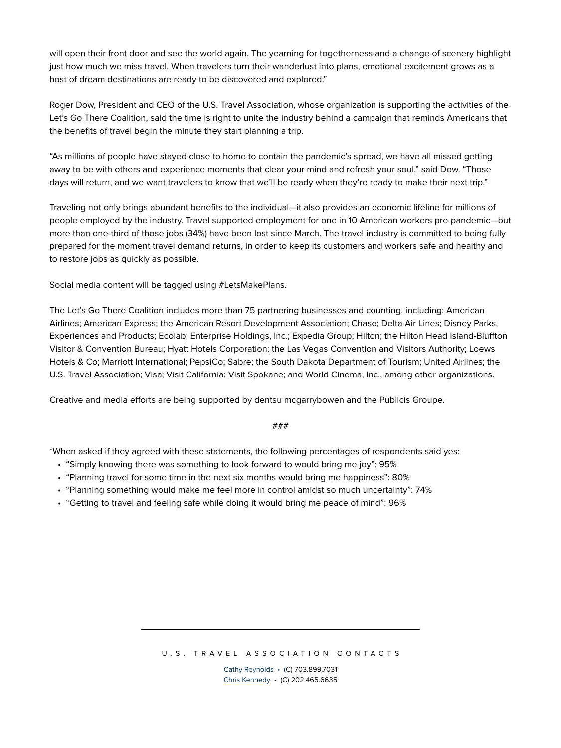will open their front door and see the world again. The yearning for togetherness and a change of scenery highlight just how much we miss travel. When travelers turn their wanderlust into plans, emotional excitement grows as a host of dream destinations are ready to be discovered and explored."

Roger Dow, President and CEO of the U.S. Travel Association, whose organization is supporting the activities of the Let's Go There Coalition, said the time is right to unite the industry behind a campaign that reminds Americans that the benefits of travel begin the minute they start planning a trip.

"As millions of people have stayed close to home to contain the pandemic's spread, we have all missed getting away to be with others and experience moments that clear your mind and refresh your soul," said Dow. "Those days will return, and we want travelers to know that we'll be ready when they're ready to make their next trip."

Traveling not only brings abundant benefits to the individual—it also provides an economic lifeline for millions of people employed by the industry. Travel supported employment for one in 10 American workers pre-pandemic—but more than one-third of those jobs (34%) have been lost since March. The travel industry is committed to being fully prepared for the moment travel demand returns, in order to keep its customers and workers safe and healthy and to restore jobs as quickly as possible.

Social media content will be tagged using #LetsMakePlans.

The Let's Go There Coalition includes more than 75 partnering businesses and counting, including: American Airlines; American Express; the American Resort Development Association; Chase; Delta Air Lines; Disney Parks, Experiences and Products; Ecolab; Enterprise Holdings, Inc.; Expedia Group; Hilton; the Hilton Head Island-Bluffton Visitor & Convention Bureau; Hyatt Hotels Corporation; the Las Vegas Convention and Visitors Authority; Loews Hotels & Co; Marriott International; PepsiCo; Sabre; the South Dakota Department of Tourism; United Airlines; the U.S. Travel Association; Visa; Visit California; Visit Spokane; and World Cinema, Inc., among other organizations.

Creative and media efforts are being supported by dentsu mcgarrybowen and the Publicis Groupe.

###

*When asked if they agreed with these statements, the following percentages of respondents said yes:

- "Simply knowing there was something to look forward to would bring me joy": 95%
- "Planning travel for some time in the next six months would bring me happiness": 80%
- "Planning something would make me feel more in control amidst so much uncertainty": 74%
- "Getting to travel and feeling safe while doing it would bring me peace of mind": 96%

---

U.S. TRAVEL ASSOCIATION CONTACTS

Cathy Reynolds • (C) 703.899.7031
Chris Kennedy • (C) 202.465.6635